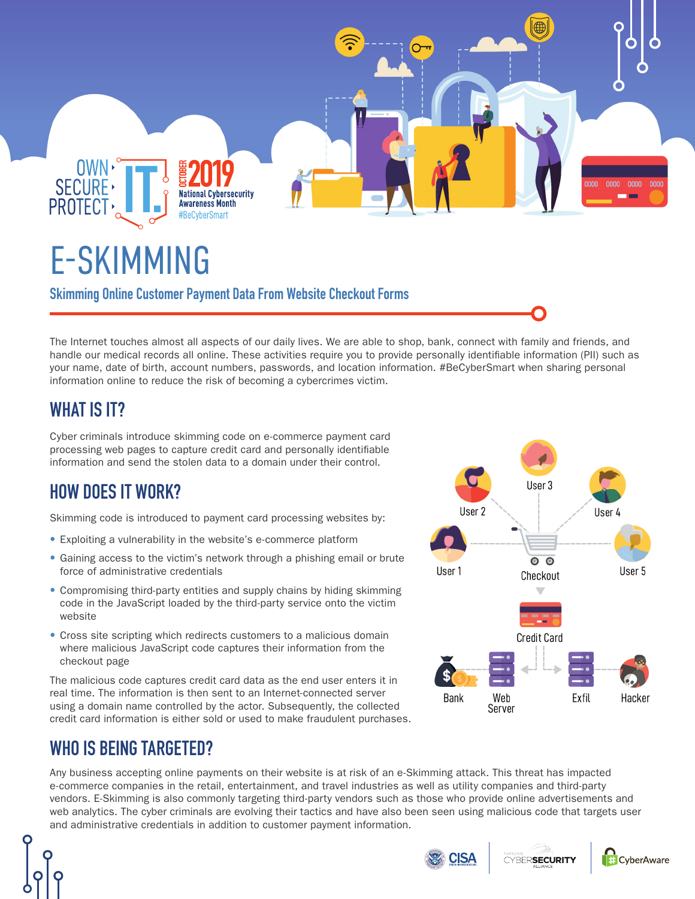OWN SECURE PROTECT IT.

OCTOBER 2019 National Cybersecurity Awareness Month #BeCyberSmart

# E-SKIMMING

## Skimming Online Customer Payment Data From Website Checkout Forms

The Internet touches almost all aspects of our daily lives. We are able to shop, bank, connect with family and friends, and handle our medical records all online. These activities require you to provide personally identifiable information (PII) such as your name, date of birth, account numbers, passwords, and location information. #BeCyberSmart when sharing personal information online to reduce the risk of becoming a cybercrimes victim.

## WHAT IS IT?

Cyber criminals introduce skimming code on e-commerce payment card processing web pages to capture credit card and personally identifiable information and send the stolen data to a domain under their control.

## HOW DOES IT WORK?

Skimming code is introduced to payment card processing websites by:

- Exploiting a vulnerability in the website's e-commerce platform
- Gaining access to the victim's network through a phishing email or brute force of administrative credentials
- Compromising third-party entities and supply chains by hiding skimming code in the JavaScript loaded by the third-party service onto the victim website
- Cross site scripting which redirects customers to a malicious domain where malicious JavaScript code captures their information from the checkout page

The malicious code captures credit card data as the end user enters it in real time. The information is then sent to an Internet-connected server using a domain name controlled by the actor. Subsequently, the collected credit card information is either sold or used to make fraudulent purchases.

User 1, User 2, User 3, User 4, User 5, Checkout, Credit Card, Bank, Web Server, Exfil, Hacker

## WHO IS BEING TARGETED?

Any business accepting online payments on their website is at risk of an e-Skimming attack. This threat has impacted e-commerce companies in the retail, entertainment, and travel industries as well as utility companies and third-party vendors. E-Skimming is also commonly targeting third-party vendors such as those who provide online advertisements and web analytics. The cyber criminals are evolving their tactics and have also been seen using malicious code that targets user and administrative credentials in addition to customer payment information.

CISA | National Cyber Security Alliance | CyberAware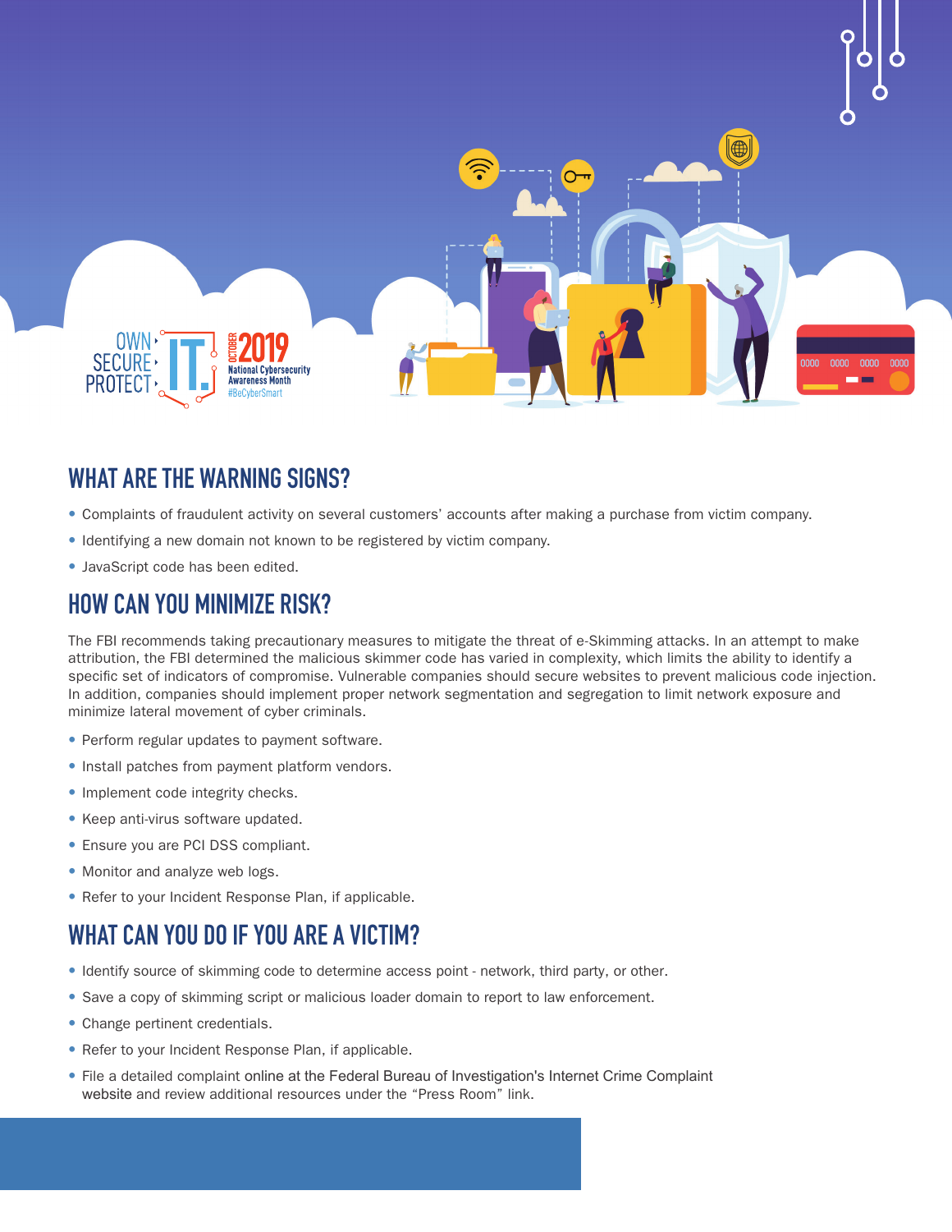OWN SECURE PROTECT IT. OCTOBER 2019 National Cybersecurity Awareness Month #BeCyberSmart

## WHAT ARE THE WARNING SIGNS?

- Complaints of fraudulent activity on several customers' accounts after making a purchase from victim company.
- Identifying a new domain not known to be registered by victim company.
- JavaScript code has been edited.

## HOW CAN YOU MINIMIZE RISK?

The FBI recommends taking precautionary measures to mitigate the threat of e-Skimming attacks. In an attempt to make attribution, the FBI determined the malicious skimmer code has varied in complexity, which limits the ability to identify a specific set of indicators of compromise. Vulnerable companies should secure websites to prevent malicious code injection. In addition, companies should implement proper network segmentation and segregation to limit network exposure and minimize lateral movement of cyber criminals.

- Perform regular updates to payment software.
- Install patches from payment platform vendors.
- Implement code integrity checks.
- Keep anti-virus software updated.
- Ensure you are PCI DSS compliant.
- Monitor and analyze web logs.
- Refer to your Incident Response Plan, if applicable.

## WHAT CAN YOU DO IF YOU ARE A VICTIM?

- Identify source of skimming code to determine access point - network, third party, or other.
- Save a copy of skimming script or malicious loader domain to report to law enforcement.
- Change pertinent credentials.
- Refer to your Incident Response Plan, if applicable.
- File a detailed complaint online at the Federal Bureau of Investigation's Internet Crime Complaint website and review additional resources under the "Press Room" link.